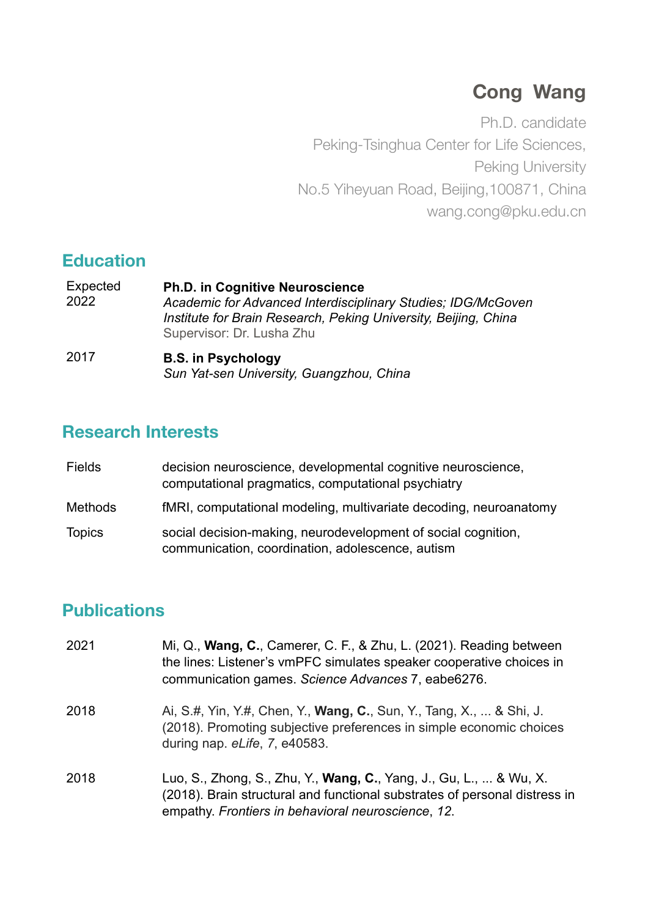# Cong Wang

Ph.D. candidate
Peking-Tsinghua Center for Life Sciences,
Peking University
No.5 Yiheyuan Road, Beijing,100871, China
wang.cong@pku.edu.cn

## Education

Expected 2022 — **Ph.D. in Cognitive Neuroscience**
*Academic for Advanced Interdisciplinary Studies; IDG/McGoven Institute for Brain Research, Peking University, Beijing, China*
Supervisor: Dr. Lusha Zhu

2017 — **B.S. in Psychology**
*Sun Yat-sen University, Guangzhou, China*

## Research Interests

| | |
|---|---|
| Fields | decision neuroscience, developmental cognitive neuroscience, computational pragmatics, computational psychiatry |
| Methods | fMRI, computational modeling, multivariate decoding, neuroanatomy |
| Topics | social decision-making, neurodevelopment of social cognition, communication, coordination, adolescence, autism |

## Publications

2021 — Mi, Q., **Wang, C.**, Camerer, C. F., & Zhu, L. (2021). Reading between the lines: Listener's vmPFC simulates speaker cooperative choices in communication games. *Science Advances* 7, eabe6276.

2018 — Ai, S.#, Yin, Y.#, Chen, Y., **Wang, C.**, Sun, Y., Tang, X., ... & Shi, J. (2018). Promoting subjective preferences in simple economic choices during nap. *eLife*, *7*, e40583.

2018 — Luo, S., Zhong, S., Zhu, Y., **Wang, C.**, Yang, J., Gu, L., ... & Wu, X. (2018). Brain structural and functional substrates of personal distress in empathy. *Frontiers in behavioral neuroscience*, *12*.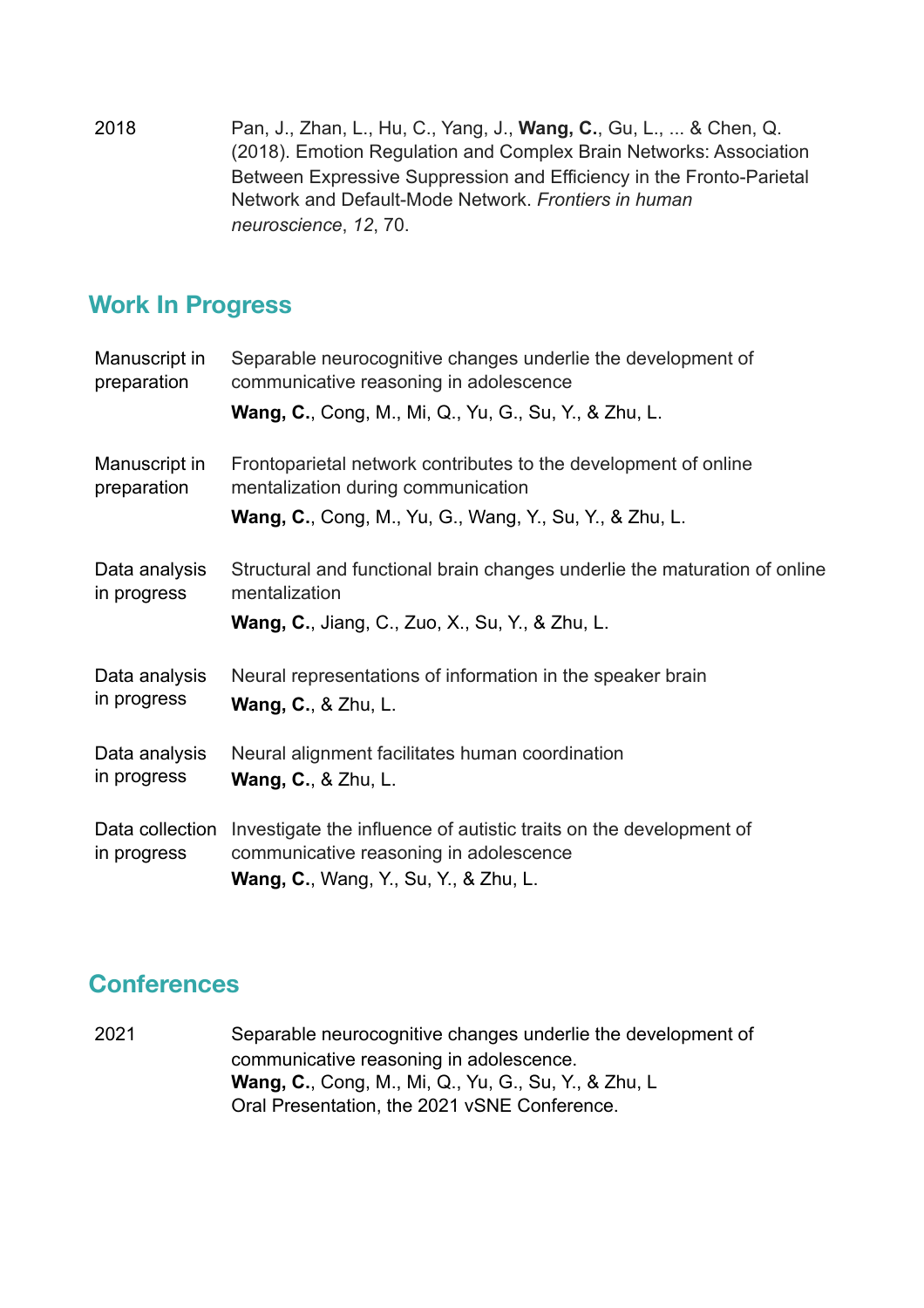2018 Pan, J., Zhan, L., Hu, C., Yang, J., **Wang, C.**, Gu, L., ... & Chen, Q. (2018). Emotion Regulation and Complex Brain Networks: Association Between Expressive Suppression and Efficiency in the Fronto-Parietal Network and Default-Mode Network. *Frontiers in human neuroscience*, *12*, 70.

## Work In Progress

**Manuscript in preparation**
Separable neurocognitive changes underlie the development of communicative reasoning in adolescence
**Wang, C.**, Cong, M., Mi, Q., Yu, G., Su, Y., & Zhu, L.

**Manuscript in preparation**
Frontoparietal network contributes to the development of online mentalization during communication
**Wang, C.**, Cong, M., Yu, G., Wang, Y., Su, Y., & Zhu, L.

**Data analysis in progress**
Structural and functional brain changes underlie the maturation of online mentalization
**Wang, C.**, Jiang, C., Zuo, X., Su, Y., & Zhu, L.

**Data analysis in progress**
Neural representations of information in the speaker brain
**Wang, C.**, & Zhu, L.

**Data analysis in progress**
Neural alignment facilitates human coordination
**Wang, C.**, & Zhu, L.

**Data collection in progress**
Investigate the influence of autistic traits on the development of communicative reasoning in adolescence
**Wang, C.**, Wang, Y., Su, Y., & Zhu, L.

## Conferences

2021 Separable neurocognitive changes underlie the development of communicative reasoning in adolescence.
**Wang, C.**, Cong, M., Mi, Q., Yu, G., Su, Y., & Zhu, L
Oral Presentation, the 2021 vSNE Conference.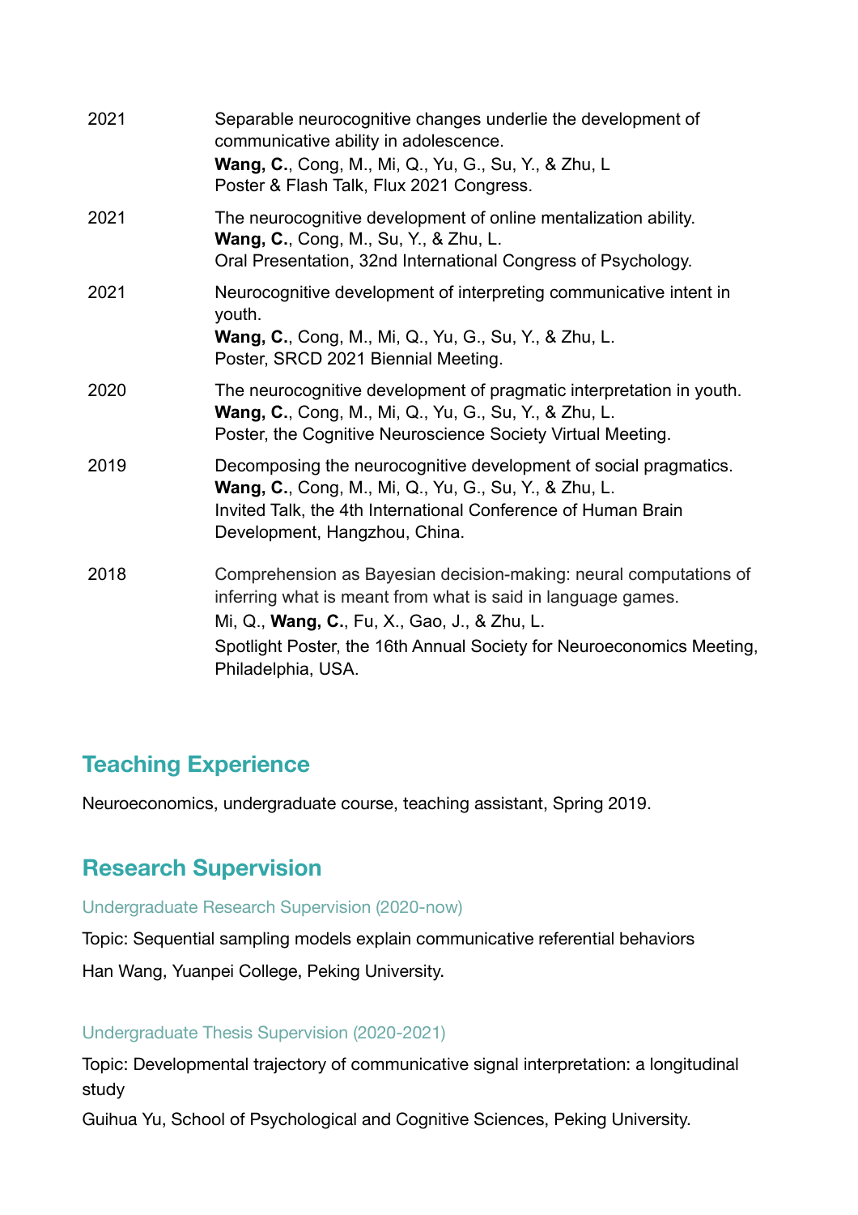2021 Separable neurocognitive changes underlie the development of communicative ability in adolescence.
**Wang, C.**, Cong, M., Mi, Q., Yu, G., Su, Y., & Zhu, L
Poster & Flash Talk, Flux 2021 Congress.

2021 The neurocognitive development of online mentalization ability.
**Wang, C.**, Cong, M., Su, Y., & Zhu, L.
Oral Presentation, 32nd International Congress of Psychology.

2021 Neurocognitive development of interpreting communicative intent in youth.
**Wang, C.**, Cong, M., Mi, Q., Yu, G., Su, Y., & Zhu, L.
Poster, SRCD 2021 Biennial Meeting.

2020 The neurocognitive development of pragmatic interpretation in youth.
**Wang, C.**, Cong, M., Mi, Q., Yu, G., Su, Y., & Zhu, L.
Poster, the Cognitive Neuroscience Society Virtual Meeting.

2019 Decomposing the neurocognitive development of social pragmatics.
**Wang, C.**, Cong, M., Mi, Q., Yu, G., Su, Y., & Zhu, L.
Invited Talk, the 4th International Conference of Human Brain Development, Hangzhou, China.

2018 Comprehension as Bayesian decision-making: neural computations of inferring what is meant from what is said in language games.
Mi, Q., **Wang, C.**, Fu, X., Gao, J., & Zhu, L.
Spotlight Poster, the 16th Annual Society for Neuroeconomics Meeting, Philadelphia, USA.

## Teaching Experience

Neuroeconomics, undergraduate course, teaching assistant, Spring 2019.

## Research Supervision

### Undergraduate Research Supervision (2020-now)

Topic: Sequential sampling models explain communicative referential behaviors

Han Wang, Yuanpei College, Peking University.

### Undergraduate Thesis Supervision (2020-2021)

Topic: Developmental trajectory of communicative signal interpretation: a longitudinal study

Guihua Yu, School of Psychological and Cognitive Sciences, Peking University.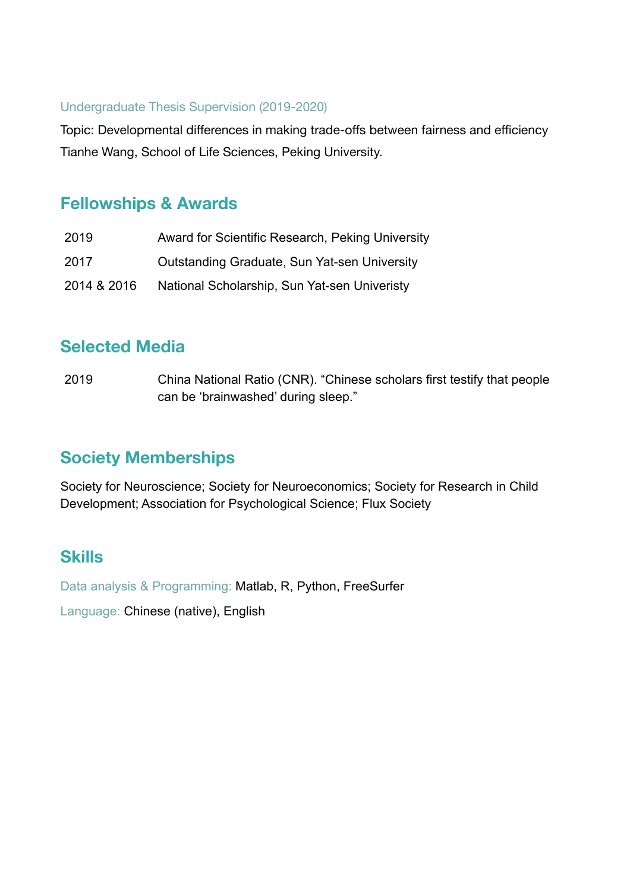### Undergraduate Thesis Supervision (2019-2020)

Topic: Developmental differences in making trade-offs between fairness and efficiency
Tianhe Wang, School of Life Sciences, Peking University.

## Fellowships & Awards

| | |
|---|---|
| 2019 | Award for Scientific Research, Peking University |
| 2017 | Outstanding Graduate, Sun Yat-sen University |
| 2014 & 2016 | National Scholarship, Sun Yat-sen Univeristy |

## Selected Media

| | |
|---|---|
| 2019 | China National Ratio (CNR). "Chinese scholars first testify that people can be 'brainwashed' during sleep." |

## Society Memberships

Society for Neuroscience; Society for Neuroeconomics; Society for Research in Child Development; Association for Psychological Science; Flux Society

## Skills

Data analysis & Programming: Matlab, R, Python, FreeSurfer

Language: Chinese (native), English